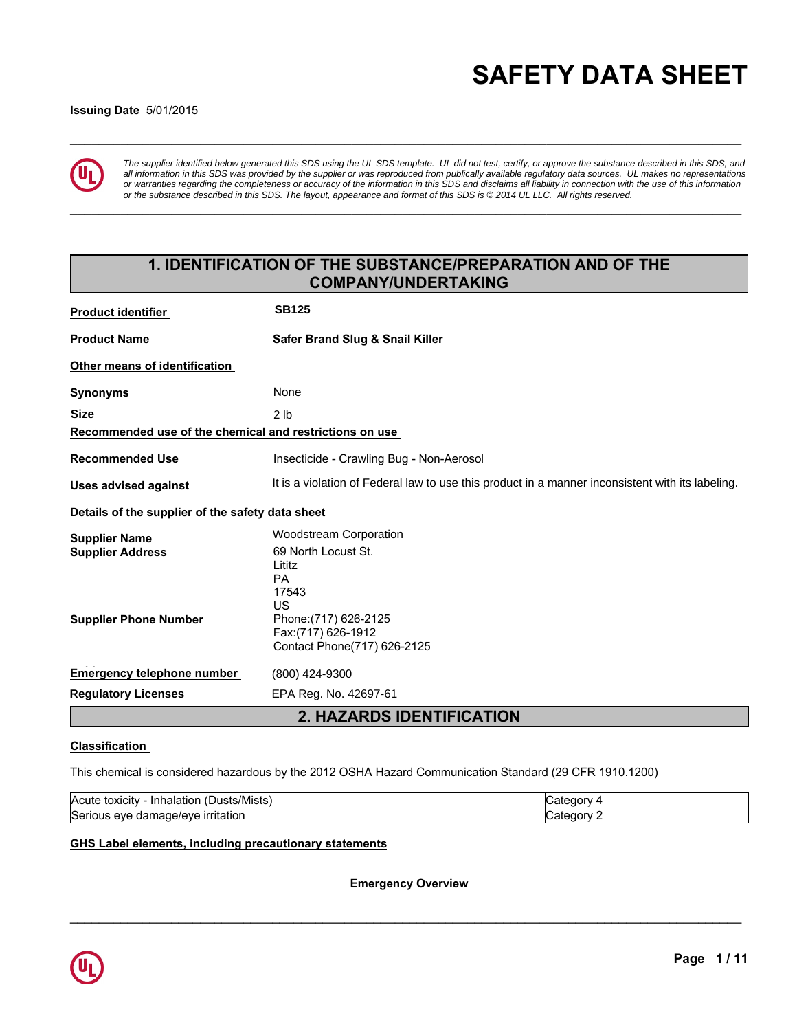# SAFETY DATA SHEET

**Issuing Date** 5/01/2015

*The supplier identified below generated this SDS using the UL SDS template. UL did not test, certify, or approve the substance described in this SDS, and all information in this SDS was provided by the supplier or was reproduced from publically available regulatory data sources. UL makes no representations or warranties regarding the completeness or accuracy of the information in this SDS and disclaims all liability in connection with the use of this information or the substance described in this SDS. The layout, appearance and format of this SDS is © 2014 UL LLC. All rights reserved.*

## 1. IDENTIFICATION OF THE SUBSTANCE/PREPARATION AND OF THE COMPANY/UNDERTAKING

**Product identifier** **SB125**

**Product Name** **Safer Brand Slug & Snail Killer**

**Other means of identification**

**Synonyms** None

**Size** 2 lb

**Recommended use of the chemical and restrictions on use**

**Recommended Use** Insecticide - Crawling Bug - Non-Aerosol

**Uses advised against** It is a violation of Federal law to use this product in a manner inconsistent with its labeling.

**Details of the supplier of the safety data sheet**

**Supplier Name** Woodstream Corporation

**Supplier Address** 69 North Locust St.
Lititz
PA
17543
US

**Supplier Phone Number** Phone:(717) 626-2125
Fax:(717) 626-1912
Contact Phone(717) 626-2125

**Emergency telephone number** (800) 424-9300

**Regulatory Licenses** EPA Reg. No. 42697-61

## 2. HAZARDS IDENTIFICATION

**Classification**

This chemical is considered hazardous by the 2012 OSHA Hazard Communication Standard (29 CFR 1910.1200)

| | |
|---|---|
| Acute toxicity - Inhalation (Dusts/Mists) | Category 4 |
| Serious eye damage/eye irritation | Category 2 |

**GHS Label elements, including precautionary statements**

**Emergency Overview**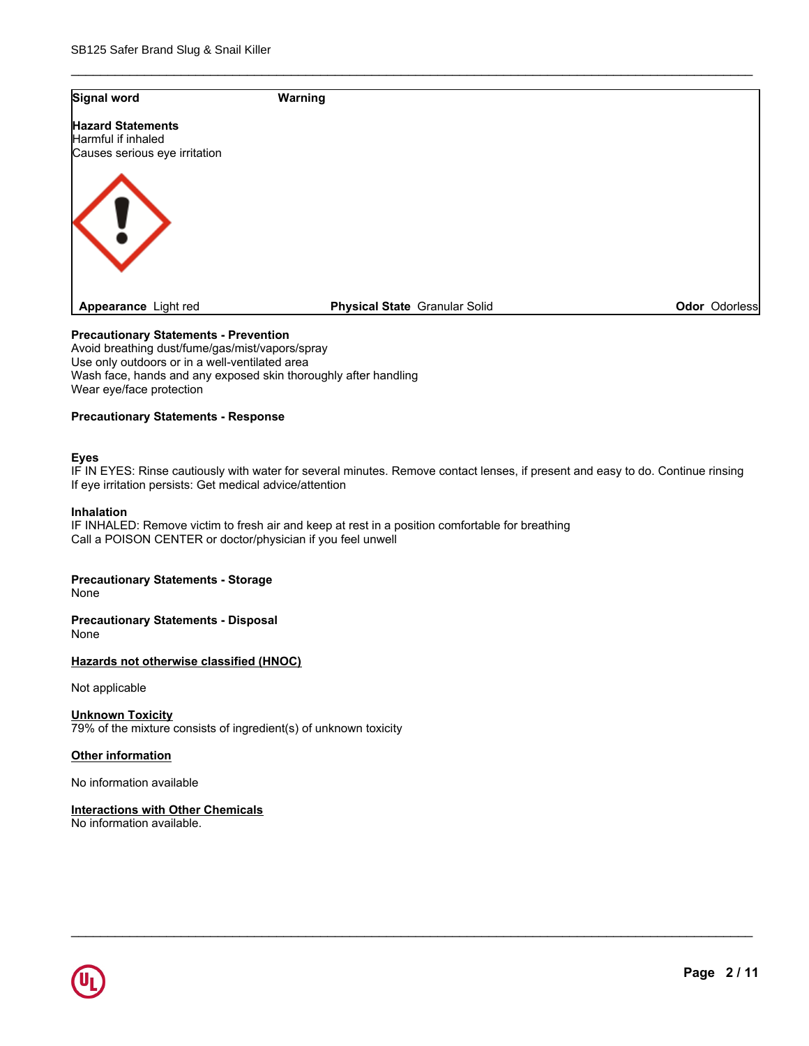**Signal word** **Warning**

**Hazard Statements**
Harmful if inhaled
Causes serious eye irritation

| **Appearance** Light red | **Physical State** Granular Solid | **Odor** Odorless |
| --- | --- | --- |

**Precautionary Statements - Prevention**
Avoid breathing dust/fume/gas/mist/vapors/spray
Use only outdoors or in a well-ventilated area
Wash face, hands and any exposed skin thoroughly after handling
Wear eye/face protection

**Precautionary Statements - Response**

**Eyes**
IF IN EYES: Rinse cautiously with water for several minutes. Remove contact lenses, if present and easy to do. Continue rinsing
If eye irritation persists: Get medical advice/attention

**Inhalation**
IF INHALED: Remove victim to fresh air and keep at rest in a position comfortable for breathing
Call a POISON CENTER or doctor/physician if you feel unwell

**Precautionary Statements - Storage**
None

**Precautionary Statements - Disposal**
None

**Hazards not otherwise classified (HNOC)**

Not applicable

**Unknown Toxicity**
79% of the mixture consists of ingredient(s) of unknown toxicity

**Other information**

No information available

**Interactions with Other Chemicals**
No information available.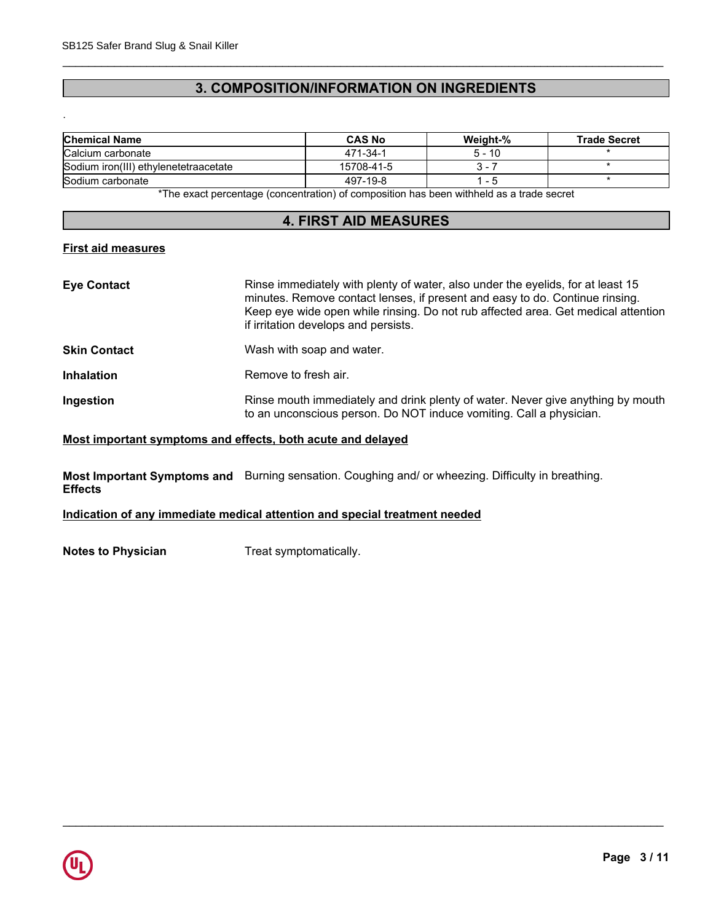## 3. COMPOSITION/INFORMATION ON INGREDIENTS

.

| Chemical Name | CAS No | Weight-% | Trade Secret |
|---|---|---|---|
| Calcium carbonate | 471-34-1 | 5 - 10 | * |
| Sodium iron(III) ethylenetetraacetate | 15708-41-5 | 3 - 7 | * |
| Sodium carbonate | 497-19-8 | 1 - 5 | * |

*The exact percentage (concentration) of composition has been withheld as a trade secret

## 4. FIRST AID MEASURES

### First aid measures

**Eye Contact**
Rinse immediately with plenty of water, also under the eyelids, for at least 15 minutes. Remove contact lenses, if present and easy to do. Continue rinsing. Keep eye wide open while rinsing. Do not rub affected area. Get medical attention if irritation develops and persists.

**Skin Contact**
Wash with soap and water.

**Inhalation**
Remove to fresh air.

**Ingestion**
Rinse mouth immediately and drink plenty of water. Never give anything by mouth to an unconscious person. Do NOT induce vomiting. Call a physician.

### Most important symptoms and effects, both acute and delayed

**Most Important Symptoms and Effects**
Burning sensation. Coughing and/ or wheezing. Difficulty in breathing.

### Indication of any immediate medical attention and special treatment needed

**Notes to Physician**
Treat symptomatically.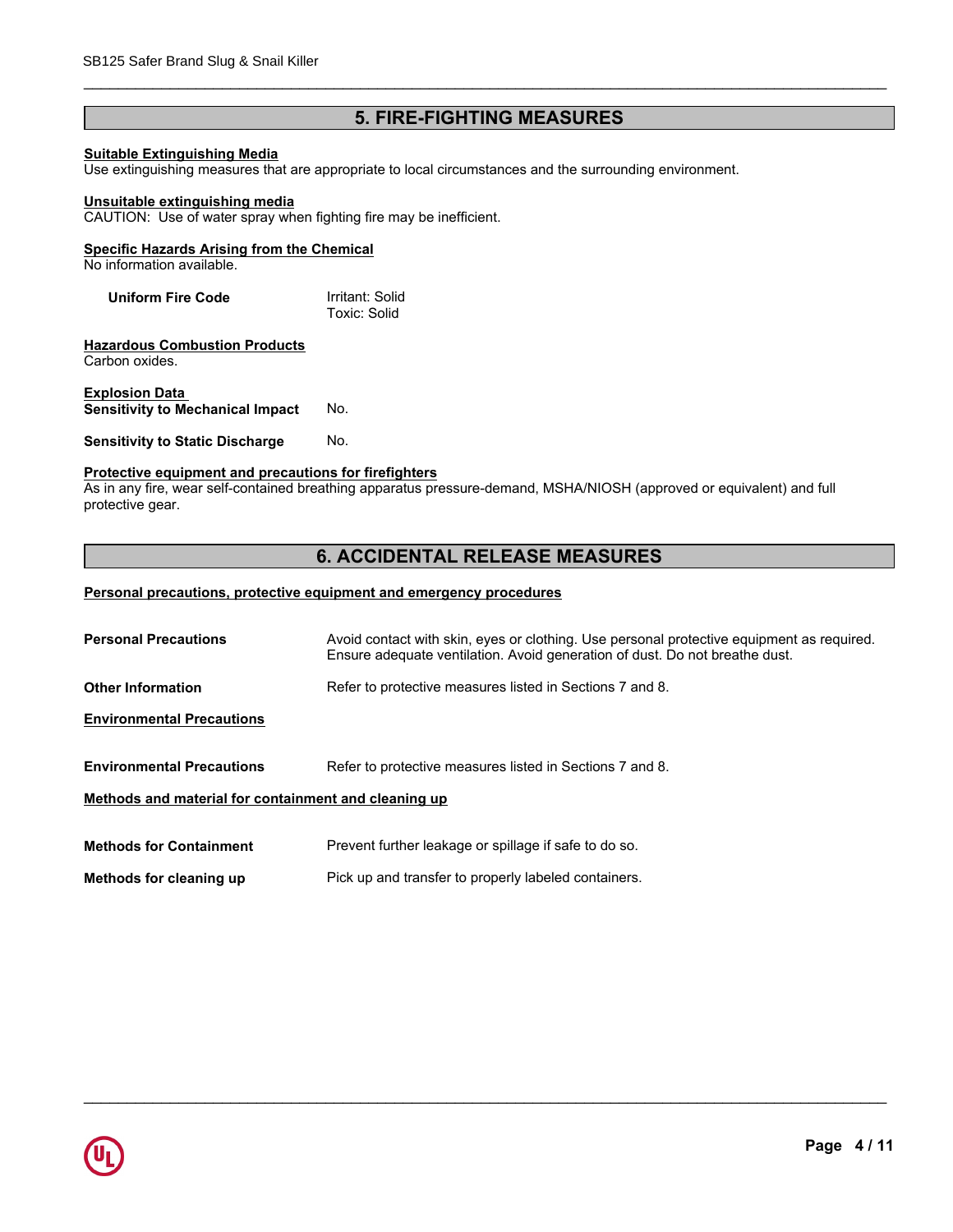## 5. FIRE-FIGHTING MEASURES

**Suitable Extinguishing Media**
Use extinguishing measures that are appropriate to local circumstances and the surrounding environment.

**Unsuitable extinguishing media**
CAUTION: Use of water spray when fighting fire may be inefficient.

**Specific Hazards Arising from the Chemical**
No information available.

| | |
|---|---|
| **Uniform Fire Code** | Irritant: Solid<br>Toxic: Solid |

**Hazardous Combustion Products**
Carbon oxides.

**Explosion Data**

| | |
|---|---|
| **Sensitivity to Mechanical Impact** | No. |
| **Sensitivity to Static Discharge** | No. |

**Protective equipment and precautions for firefighters**
As in any fire, wear self-contained breathing apparatus pressure-demand, MSHA/NIOSH (approved or equivalent) and full protective gear.

## 6. ACCIDENTAL RELEASE MEASURES

**Personal precautions, protective equipment and emergency procedures**

| | |
|---|---|
| **Personal Precautions** | Avoid contact with skin, eyes or clothing. Use personal protective equipment as required. Ensure adequate ventilation. Avoid generation of dust. Do not breathe dust. |
| **Other Information** | Refer to protective measures listed in Sections 7 and 8. |

**Environmental Precautions**

| | |
|---|---|
| **Environmental Precautions** | Refer to protective measures listed in Sections 7 and 8. |

**Methods and material for containment and cleaning up**

| | |
|---|---|
| **Methods for Containment** | Prevent further leakage or spillage if safe to do so. |
| **Methods for cleaning up** | Pick up and transfer to properly labeled containers. |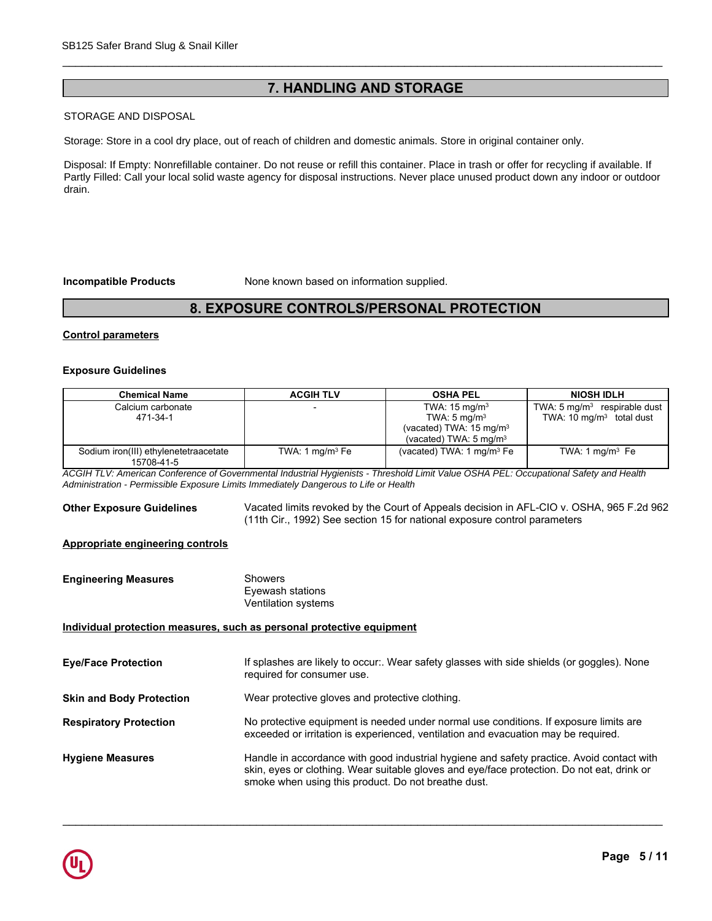## 7. HANDLING AND STORAGE

STORAGE AND DISPOSAL

Storage: Store in a cool dry place, out of reach of children and domestic animals. Store in original container only.

Disposal: If Empty: Nonrefillable container. Do not reuse or refill this container. Place in trash or offer for recycling if available. If Partly Filled: Call your local solid waste agency for disposal instructions. Never place unused product down any indoor or outdoor drain.

**Incompatible Products** None known based on information supplied.

## 8. EXPOSURE CONTROLS/PERSONAL PROTECTION

**Control parameters**

**Exposure Guidelines**

| Chemical Name | ACGIH TLV | OSHA PEL | NIOSH IDLH |
|---|---|---|---|
| Calcium carbonate<br>471-34-1 | - | TWA: 15 mg/m³<br>TWA: 5 mg/m³<br>(vacated) TWA: 15 mg/m³<br>(vacated) TWA: 5 mg/m³ | TWA: 5 mg/m³ respirable dust<br>TWA: 10 mg/m³ total dust |
| Sodium iron(III) ethylenetetraacetate<br>15708-41-5 | TWA: 1 mg/m³ Fe | (vacated) TWA: 1 mg/m³ Fe | TWA: 1 mg/m³ Fe |

*ACGIH TLV: American Conference of Governmental Industrial Hygienists - Threshold Limit Value OSHA PEL: Occupational Safety and Health Administration - Permissible Exposure Limits Immediately Dangerous to Life or Health*

**Other Exposure Guidelines** Vacated limits revoked by the Court of Appeals decision in AFL-CIO v. OSHA, 965 F.2d 962 (11th Cir., 1992) See section 15 for national exposure control parameters

**Appropriate engineering controls**

**Engineering Measures**
Showers
Eyewash stations
Ventilation systems

**Individual protection measures, such as personal protective equipment**

**Eye/Face Protection** If splashes are likely to occur:. Wear safety glasses with side shields (or goggles). None required for consumer use.

**Skin and Body Protection** Wear protective gloves and protective clothing.

**Respiratory Protection** No protective equipment is needed under normal use conditions. If exposure limits are exceeded or irritation is experienced, ventilation and evacuation may be required.

**Hygiene Measures** Handle in accordance with good industrial hygiene and safety practice. Avoid contact with skin, eyes or clothing. Wear suitable gloves and eye/face protection. Do not eat, drink or smoke when using this product. Do not breathe dust.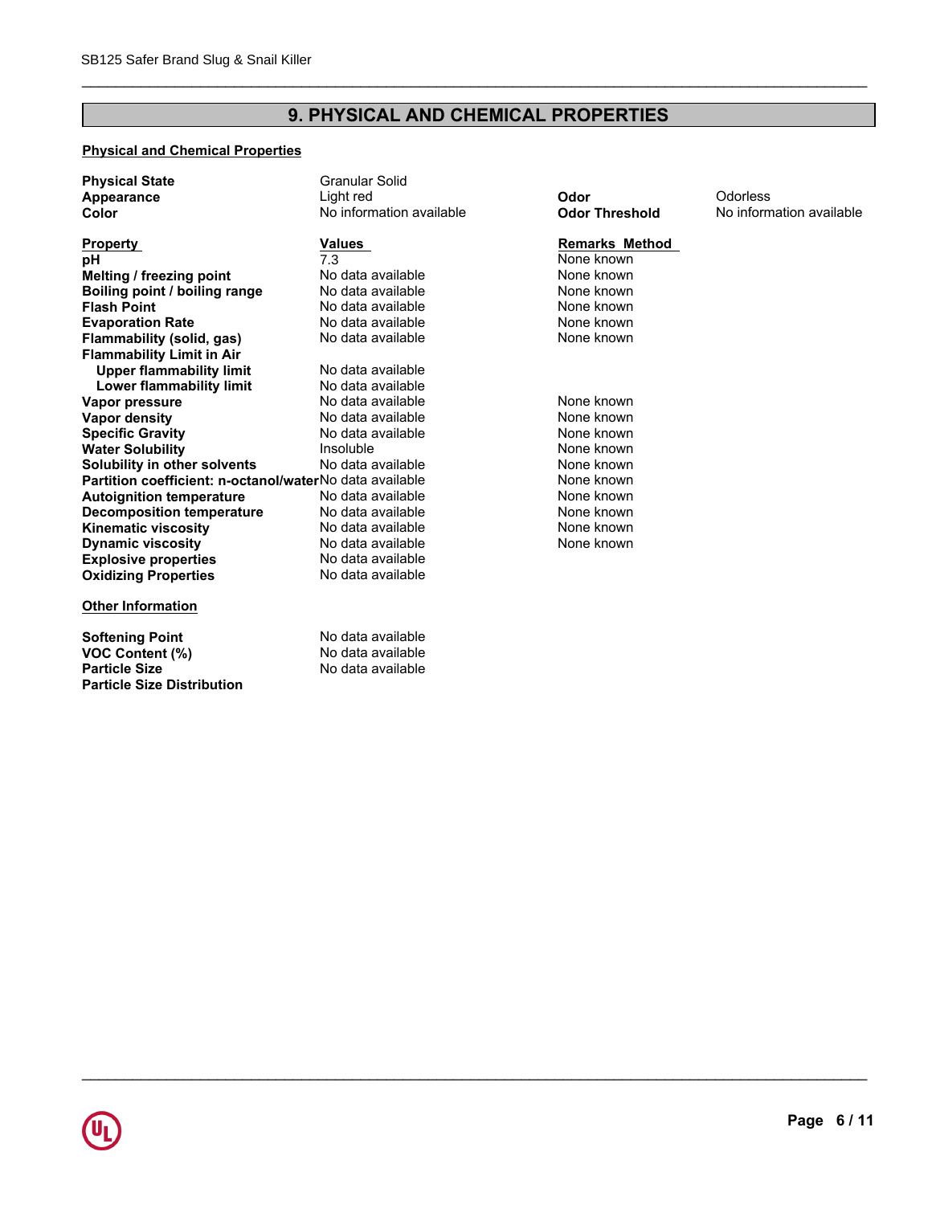## 9. PHYSICAL AND CHEMICAL PROPERTIES

**Physical and Chemical Properties**

| | | | |
|---|---|---|---|
| **Physical State** | Granular Solid | | |
| **Appearance** | Light red | **Odor** | Odorless |
| **Color** | No information available | **Odor Threshold** | No information available |

| **Property** | **Values** | **Remarks Method** |
|---|---|---|
| **pH** | 7.3 | None known |
| **Melting / freezing point** | No data available | None known |
| **Boiling point / boiling range** | No data available | None known |
| **Flash Point** | No data available | None known |
| **Evaporation Rate** | No data available | None known |
| **Flammability (solid, gas)** | No data available | None known |
| **Flammability Limit in Air** | | |
| **Upper flammability limit** | No data available | |
| **Lower flammability limit** | No data available | |
| **Vapor pressure** | No data available | None known |
| **Vapor density** | No data available | None known |
| **Specific Gravity** | No data available | None known |
| **Water Solubility** | Insoluble | None known |
| **Solubility in other solvents** | No data available | None known |
| **Partition coefficient: n-octanol/water** | No data available | None known |
| **Autoignition temperature** | No data available | None known |
| **Decomposition temperature** | No data available | None known |
| **Kinematic viscosity** | No data available | None known |
| **Dynamic viscosity** | No data available | None known |
| **Explosive properties** | No data available | |
| **Oxidizing Properties** | No data available | |

**Other Information**

| | |
|---|---|
| **Softening Point** | No data available |
| **VOC Content (%)** | No data available |
| **Particle Size** | No data available |
| **Particle Size Distribution** | |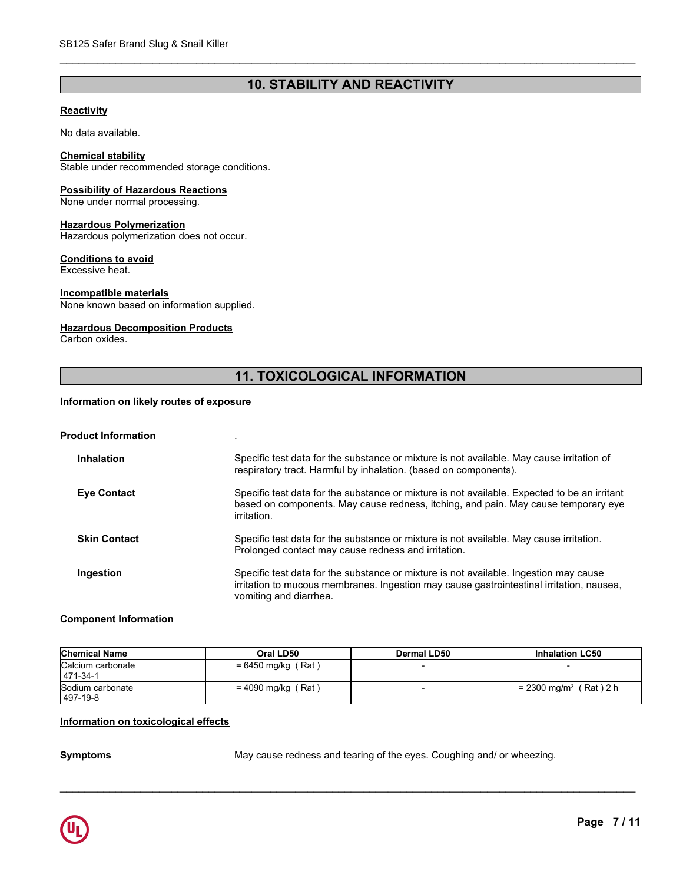## 10. STABILITY AND REACTIVITY

**Reactivity**

No data available.

**Chemical stability**
Stable under recommended storage conditions.

**Possibility of Hazardous Reactions**
None under normal processing.

**Hazardous Polymerization**
Hazardous polymerization does not occur.

**Conditions to avoid**
Excessive heat.

**Incompatible materials**
None known based on information supplied.

**Hazardous Decomposition Products**
Carbon oxides.

## 11. TOXICOLOGICAL INFORMATION

**Information on likely routes of exposure**

**Product Information** .

**Inhalation** Specific test data for the substance or mixture is not available. May cause irritation of respiratory tract. Harmful by inhalation. (based on components).

**Eye Contact** Specific test data for the substance or mixture is not available. Expected to be an irritant based on components. May cause redness, itching, and pain. May cause temporary eye irritation.

**Skin Contact** Specific test data for the substance or mixture is not available. May cause irritation. Prolonged contact may cause redness and irritation.

**Ingestion** Specific test data for the substance or mixture is not available. Ingestion may cause irritation to mucous membranes. Ingestion may cause gastrointestinal irritation, nausea, vomiting and diarrhea.

**Component Information**

| Chemical Name | Oral LD50 | Dermal LD50 | Inhalation LC50 |
|---|---|---|---|
| Calcium carbonate 471-34-1 | = 6450 mg/kg ( Rat ) | - | - |
| Sodium carbonate 497-19-8 | = 4090 mg/kg ( Rat ) | - | = 2300 mg/m$^3$ ( Rat ) 2 h |

**Information on toxicological effects**

**Symptoms** May cause redness and tearing of the eyes. Coughing and/ or wheezing.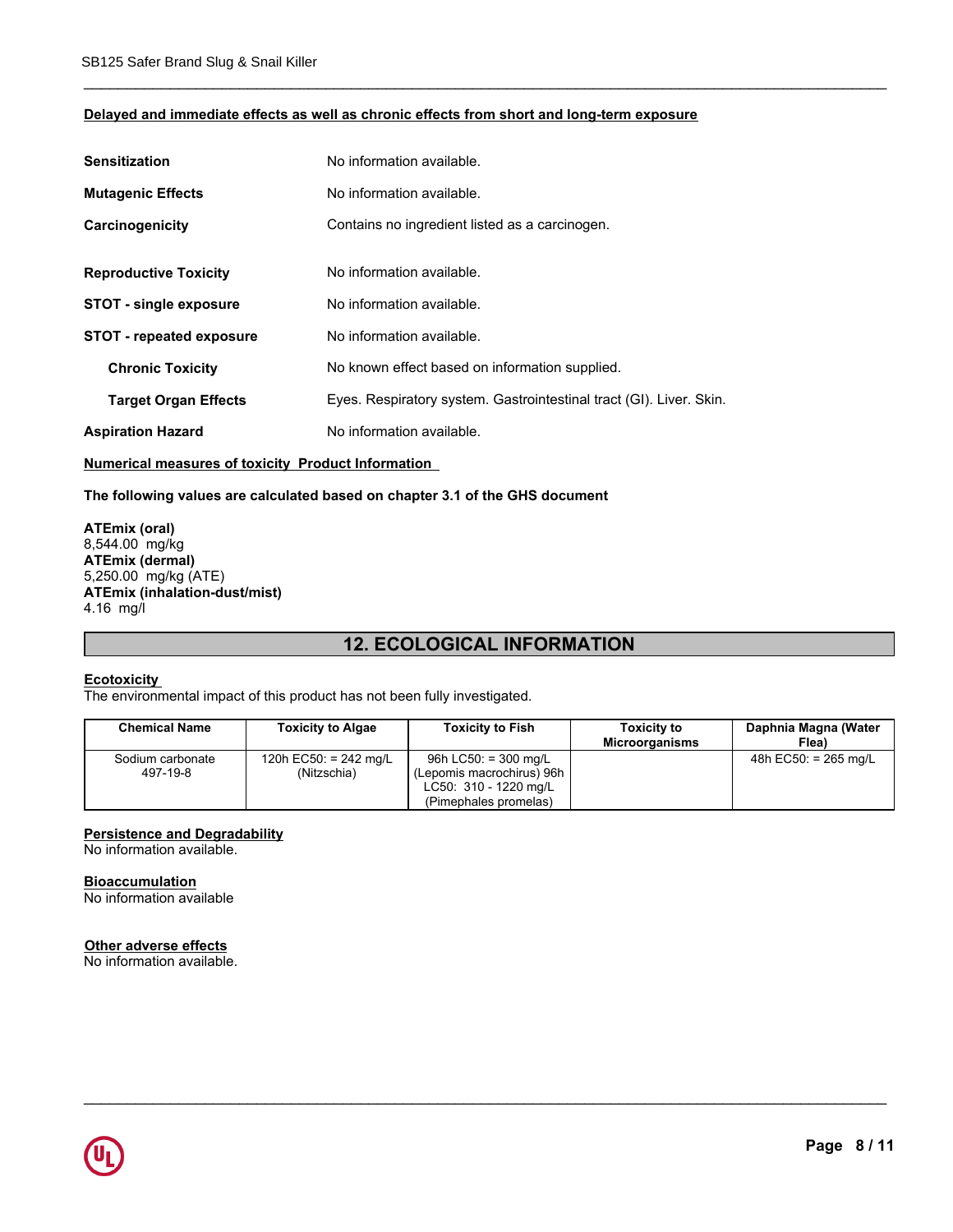**Delayed and immediate effects as well as chronic effects from short and long-term exposure**

| | |
|---|---|
| **Sensitization** | No information available. |
| **Mutagenic Effects** | No information available. |
| **Carcinogenicity** | Contains no ingredient listed as a carcinogen. |
| **Reproductive Toxicity** | No information available. |
| **STOT - single exposure** | No information available. |
| **STOT - repeated exposure** | No information available. |
| **Chronic Toxicity** | No known effect based on information supplied. |
| **Target Organ Effects** | Eyes. Respiratory system. Gastrointestinal tract (GI). Liver. Skin. |
| **Aspiration Hazard** | No information available. |

**Numerical measures of toxicity Product Information**

**The following values are calculated based on chapter 3.1 of the GHS document**

**ATEmix (oral)**
8,544.00 mg/kg
**ATEmix (dermal)**
5,250.00 mg/kg (ATE)
**ATEmix (inhalation-dust/mist)**
4.16 mg/l

## 12. ECOLOGICAL INFORMATION

**Ecotoxicity**
The environmental impact of this product has not been fully investigated.

| Chemical Name | Toxicity to Algae | Toxicity to Fish | Toxicity to Microorganisms | Daphnia Magna (Water Flea) |
|---|---|---|---|---|
| Sodium carbonate 497-19-8 | 120h EC50: = 242 mg/L (Nitzschia) | 96h LC50: = 300 mg/L (Lepomis macrochirus) 96h LC50: 310 - 1220 mg/L (Pimephales promelas) | | 48h EC50: = 265 mg/L |

**Persistence and Degradability**
No information available.

**Bioaccumulation**
No information available

**Other adverse effects**
No information available.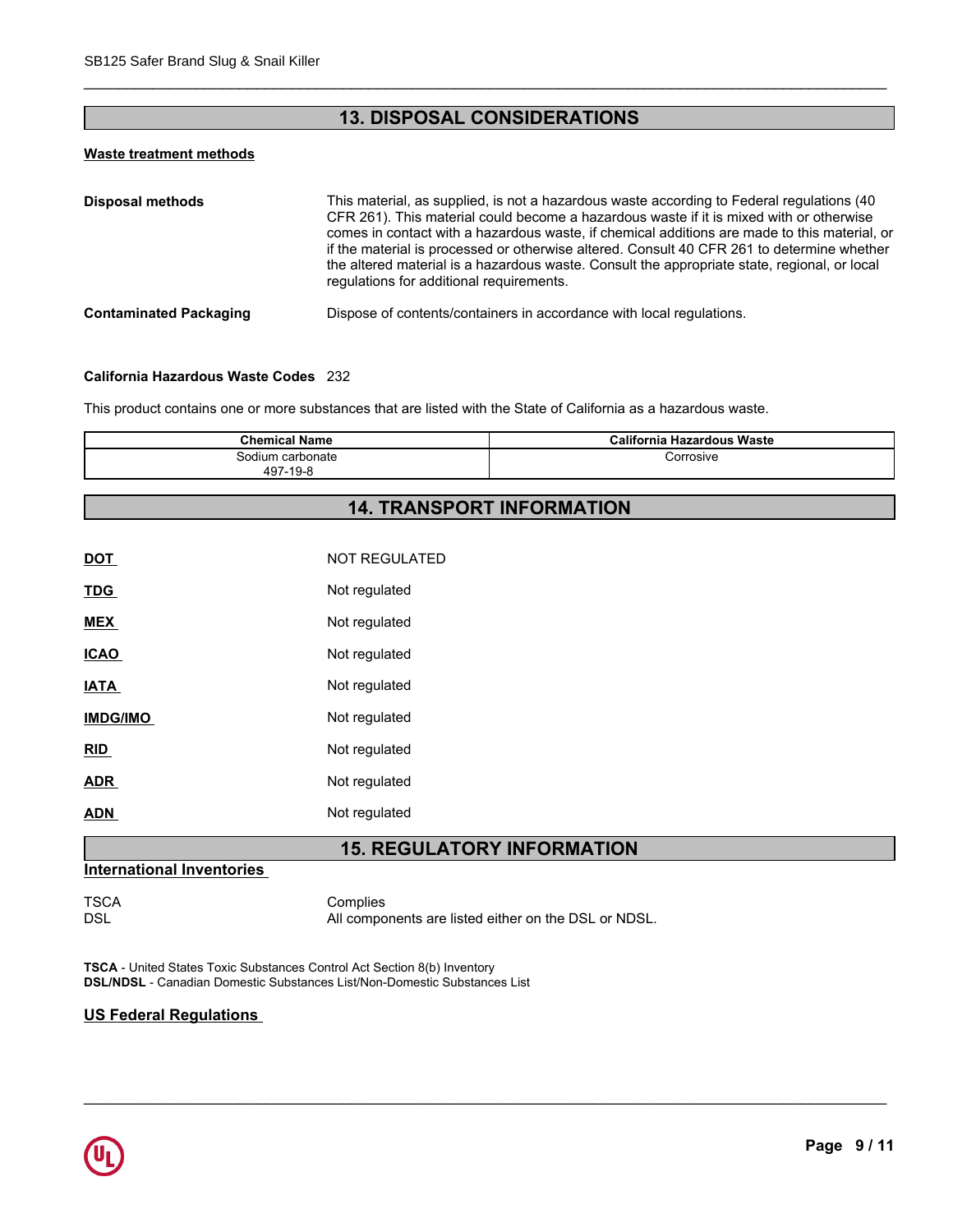## 13. DISPOSAL CONSIDERATIONS

**Waste treatment methods**

**Disposal methods** — This material, as supplied, is not a hazardous waste according to Federal regulations (40 CFR 261). This material could become a hazardous waste if it is mixed with or otherwise comes in contact with a hazardous waste, if chemical additions are made to this material, or if the material is processed or otherwise altered. Consult 40 CFR 261 to determine whether the altered material is a hazardous waste. Consult the appropriate state, regional, or local regulations for additional requirements.

**Contaminated Packaging** — Dispose of contents/containers in accordance with local regulations.

**California Hazardous Waste Codes** 232

This product contains one or more substances that are listed with the State of California as a hazardous waste.

| Chemical Name | California Hazardous Waste |
|---|---|
| Sodium carbonate<br>497-19-8 | Corrosive |

## 14. TRANSPORT INFORMATION

| | |
|---|---|
| **DOT** | NOT REGULATED |
| **TDG** | Not regulated |
| **MEX** | Not regulated |
| **ICAO** | Not regulated |
| **IATA** | Not regulated |
| **IMDG/IMO** | Not regulated |
| **RID** | Not regulated |
| **ADR** | Not regulated |
| **ADN** | Not regulated |

## 15. REGULATORY INFORMATION

**International Inventories**

| | |
|---|---|
| TSCA | Complies |
| DSL | All components are listed either on the DSL or NDSL. |

**TSCA** - United States Toxic Substances Control Act Section 8(b) Inventory
**DSL/NDSL** - Canadian Domestic Substances List/Non-Domestic Substances List

**US Federal Regulations**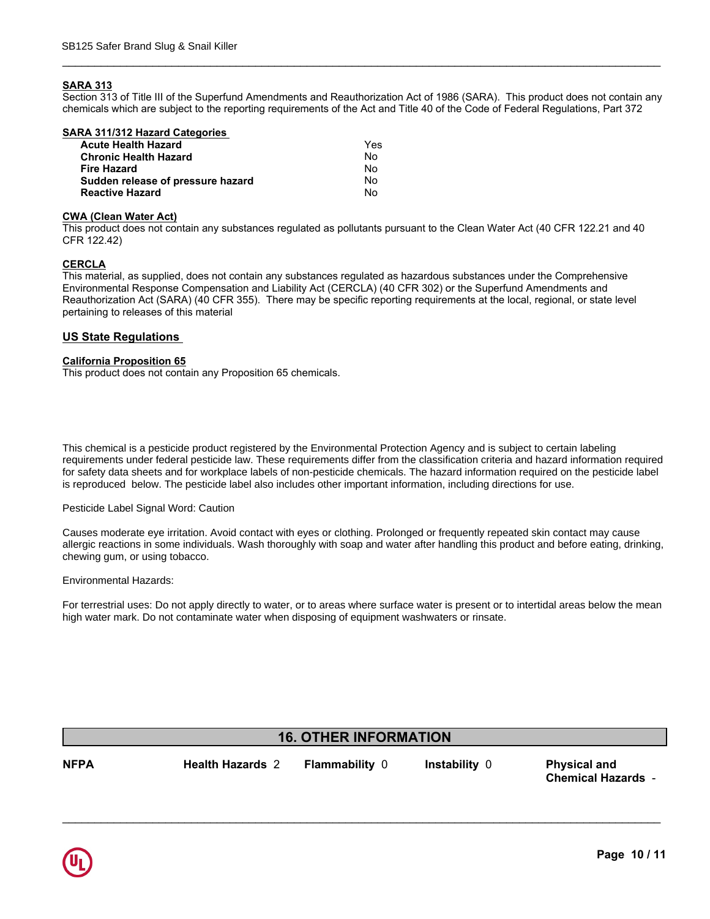#### SARA 313

Section 313 of Title III of the Superfund Amendments and Reauthorization Act of 1986 (SARA). This product does not contain any chemicals which are subject to the reporting requirements of the Act and Title 40 of the Code of Federal Regulations, Part 372

#### SARA 311/312 Hazard Categories

| | |
|---|---|
| **Acute Health Hazard** | Yes |
| **Chronic Health Hazard** | No |
| **Fire Hazard** | No |
| **Sudden release of pressure hazard** | No |
| **Reactive Hazard** | No |

#### CWA (Clean Water Act)

This product does not contain any substances regulated as pollutants pursuant to the Clean Water Act (40 CFR 122.21 and 40 CFR 122.42)

#### CERCLA

This material, as supplied, does not contain any substances regulated as hazardous substances under the Comprehensive Environmental Response Compensation and Liability Act (CERCLA) (40 CFR 302) or the Superfund Amendments and Reauthorization Act (SARA) (40 CFR 355). There may be specific reporting requirements at the local, regional, or state level pertaining to releases of this material

### US State Regulations

#### California Proposition 65

This product does not contain any Proposition 65 chemicals.

This chemical is a pesticide product registered by the Environmental Protection Agency and is subject to certain labeling requirements under federal pesticide law. These requirements differ from the classification criteria and hazard information required for safety data sheets and for workplace labels of non-pesticide chemicals. The hazard information required on the pesticide label is reproduced below. The pesticide label also includes other important information, including directions for use.

Pesticide Label Signal Word: Caution

Causes moderate eye irritation. Avoid contact with eyes or clothing. Prolonged or frequently repeated skin contact may cause allergic reactions in some individuals. Wash thoroughly with soap and water after handling this product and before eating, drinking, chewing gum, or using tobacco.

Environmental Hazards:

For terrestrial uses: Do not apply directly to water, or to areas where surface water is present or to intertidal areas below the mean high water mark. Do not contaminate water when disposing of equipment washwaters or rinsate.

## 16. OTHER INFORMATION

| NFPA | Health Hazards 2 | Flammability 0 | Instability 0 | Physical and Chemical Hazards - |
|---|---|---|---|---|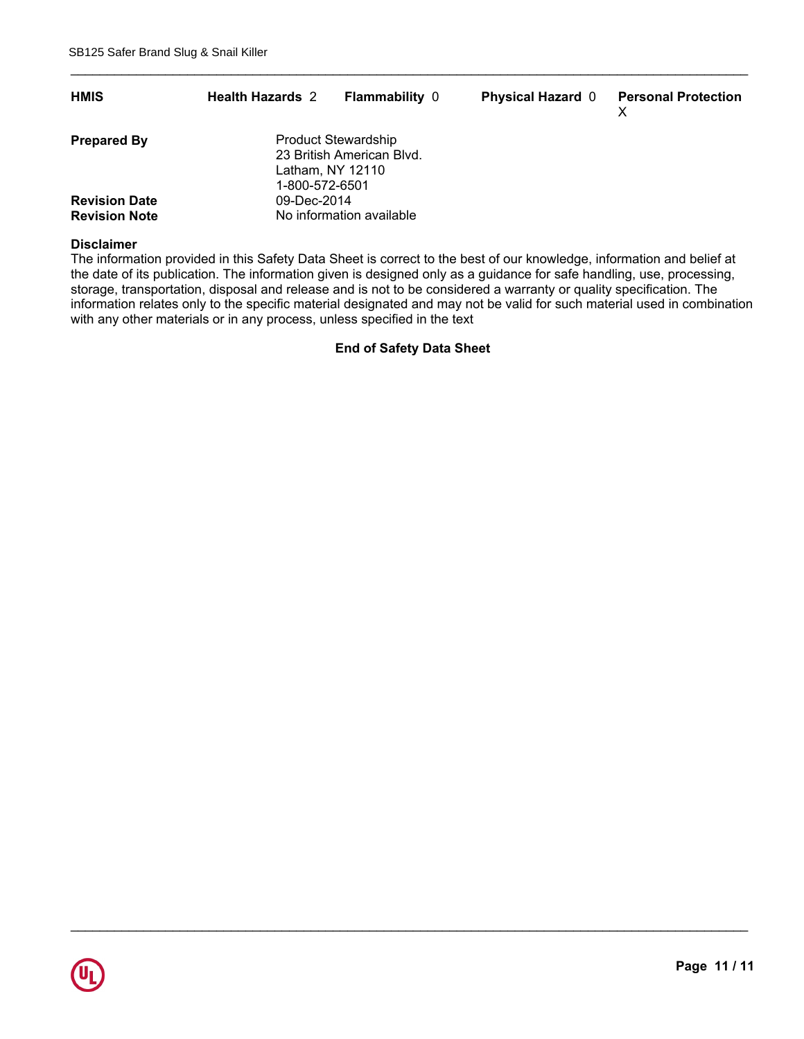| HMIS | Health Hazards 2 | Flammability 0 | Physical Hazard 0 | Personal Protection X |
|---|---|---|---|---|

**Prepared By** Product Stewardship
23 British American Blvd.
Latham, NY 12110
1-800-572-6501

**Revision Date** 09-Dec-2014

**Revision Note** No information available

**Disclaimer**

The information provided in this Safety Data Sheet is correct to the best of our knowledge, information and belief at the date of its publication. The information given is designed only as a guidance for safe handling, use, processing, storage, transportation, disposal and release and is not to be considered a warranty or quality specification. The information relates only to the specific material designated and may not be valid for such material used in combination with any other materials or in any process, unless specified in the text

**End of Safety Data Sheet**